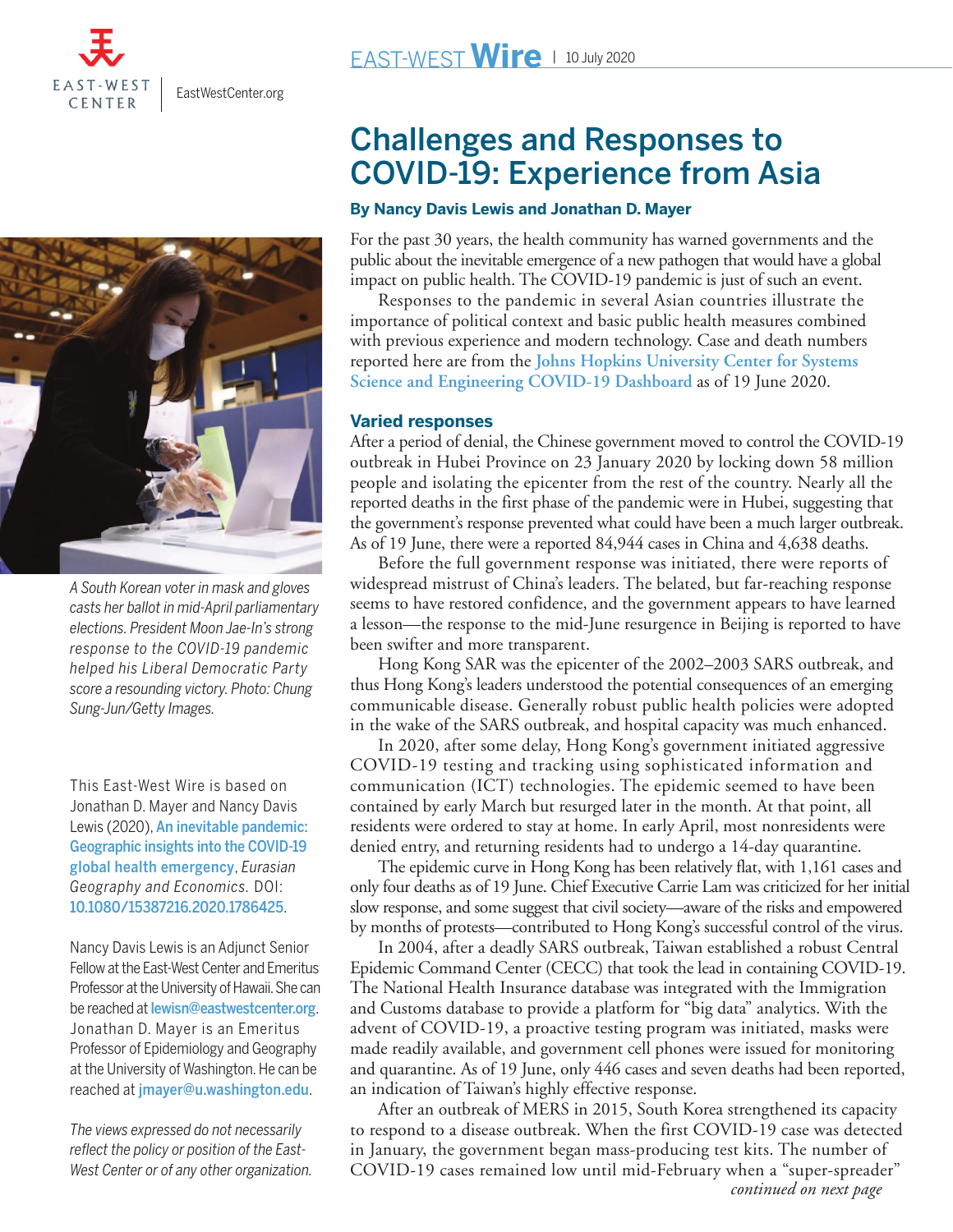EAST-WEST **Wire** | 10 July 2020

# Challenges and Responses to COVID-19: Experience from Asia

**By Nancy Davis Lewis and Jonathan D. Mayer**

For the past 30 years, the health community has warned governments and the public about the inevitable emergence of a new pathogen that would have a global impact on public health. The COVID-19 pandemic is just of such an event.

Responses to the pandemic in several Asian countries illustrate the importance of political context and basic public health measures combined with previous experience and modern technology. Case and death numbers reported here are from the Johns Hopkins University Center for Systems Science and Engineering COVID-19 Dashboard as of 19 June 2020.

## Varied responses

After a period of denial, the Chinese government moved to control the COVID-19 outbreak in Hubei Province on 23 January 2020 by locking down 58 million people and isolating the epicenter from the rest of the country. Nearly all the reported deaths in the first phase of the pandemic were in Hubei, suggesting that the government's response prevented what could have been a much larger outbreak. As of 19 June, there were a reported 84,944 cases in China and 4,638 deaths.

Before the full government response was initiated, there were reports of widespread mistrust of China's leaders. The belated, but far-reaching response seems to have restored confidence, and the government appears to have learned a lesson—the response to the mid-June resurgence in Beijing is reported to have been swifter and more transparent.

Hong Kong SAR was the epicenter of the 2002–2003 SARS outbreak, and thus Hong Kong's leaders understood the potential consequences of an emerging communicable disease. Generally robust public health policies were adopted in the wake of the SARS outbreak, and hospital capacity was much enhanced.

In 2020, after some delay, Hong Kong's government initiated aggressive COVID-19 testing and tracking using sophisticated information and communication (ICT) technologies. The epidemic seemed to have been contained by early March but resurged later in the month. At that point, all residents were ordered to stay at home. In early April, most nonresidents were denied entry, and returning residents had to undergo a 14-day quarantine.

The epidemic curve in Hong Kong has been relatively flat, with 1,161 cases and only four deaths as of 19 June. Chief Executive Carrie Lam was criticized for her initial slow response, and some suggest that civil society—aware of the risks and empowered by months of protests—contributed to Hong Kong's successful control of the virus.

In 2004, after a deadly SARS outbreak, Taiwan established a robust Central Epidemic Command Center (CECC) that took the lead in containing COVID-19. The National Health Insurance database was integrated with the Immigration and Customs database to provide a platform for "big data" analytics. With the advent of COVID-19, a proactive testing program was initiated, masks were made readily available, and government cell phones were issued for monitoring and quarantine. As of 19 June, only 446 cases and seven deaths had been reported, an indication of Taiwan's highly effective response.

After an outbreak of MERS in 2015, South Korea strengthened its capacity to respond to a disease outbreak. When the first COVID-19 case was detected in January, the government began mass-producing test kits. The number of COVID-19 cases remained low until mid-February when a "super-spreader"

*continued on next page*

*A South Korean voter in mask and gloves casts her ballot in mid-April parliamentary elections. President Moon Jae-In's strong response to the COVID-19 pandemic helped his Liberal Democratic Party score a resounding victory. Photo: Chung Sung-Jun/Getty Images.*

This East-West Wire is based on Jonathan D. Mayer and Nancy Davis Lewis (2020), An inevitable pandemic: Geographic insights into the COVID-19 global health emergency, *Eurasian Geography and Economics.* DOI: 10.1080/15387216.2020.1786425.

Nancy Davis Lewis is an Adjunct Senior Fellow at the East-West Center and Emeritus Professor at the University of Hawaii. She can be reached at lewisn@eastwestcenter.org. Jonathan D. Mayer is an Emeritus Professor of Epidemiology and Geography at the University of Washington. He can be reached at jmayer@u.washington.edu.

*The views expressed do not necessarily reflect the policy or position of the East-West Center or of any other organization.*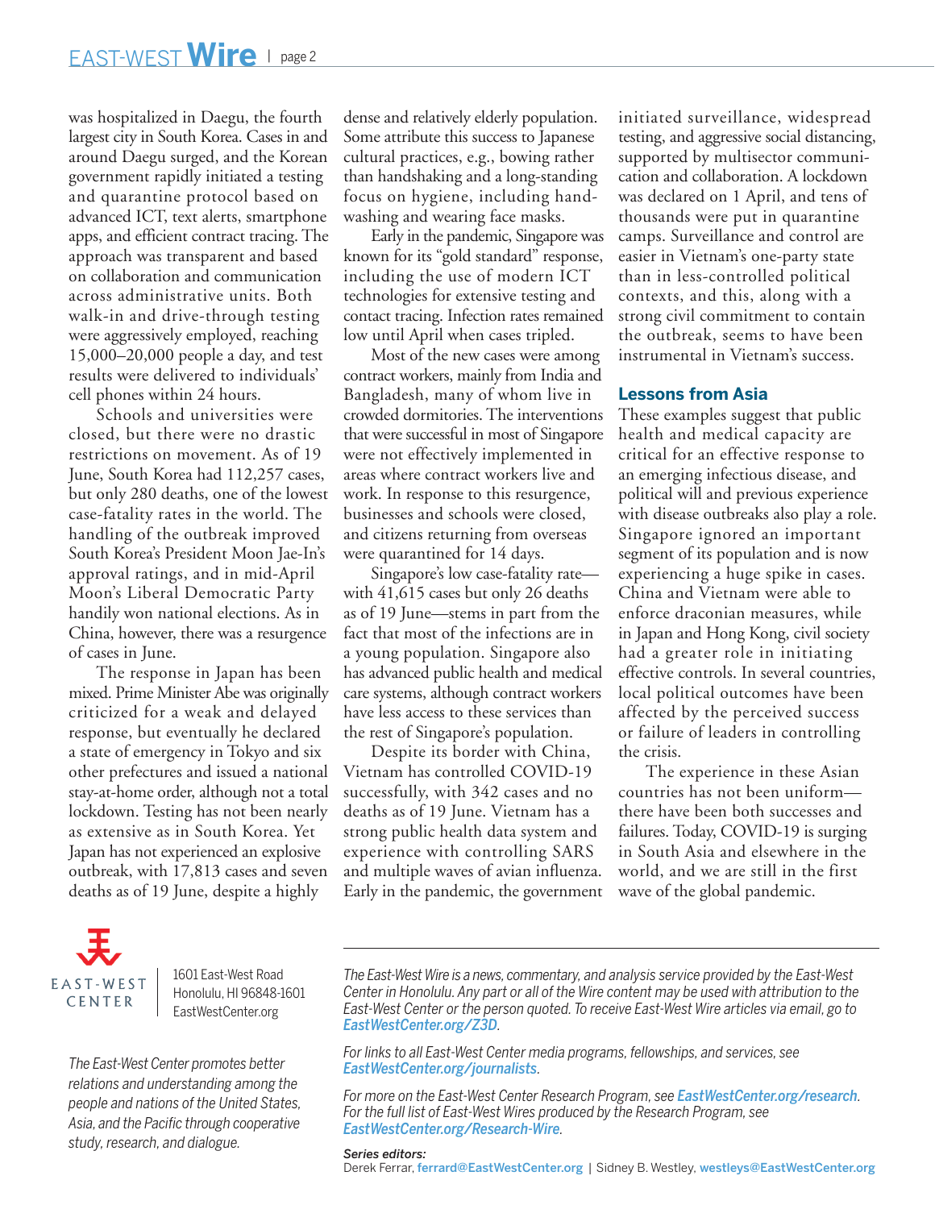was hospitalized in Daegu, the fourth largest city in South Korea. Cases in and around Daegu surged, and the Korean government rapidly initiated a testing and quarantine protocol based on advanced ICT, text alerts, smartphone apps, and efficient contract tracing. The approach was transparent and based on collaboration and communication across administrative units. Both walk-in and drive-through testing were aggressively employed, reaching 15,000–20,000 people a day, and test results were delivered to individuals' cell phones within 24 hours.

Schools and universities were closed, but there were no drastic restrictions on movement. As of 19 June, South Korea had 112,257 cases, but only 280 deaths, one of the lowest case-fatality rates in the world. The handling of the outbreak improved South Korea's President Moon Jae-In's approval ratings, and in mid-April Moon's Liberal Democratic Party handily won national elections. As in China, however, there was a resurgence of cases in June.

The response in Japan has been mixed. Prime Minister Abe was originally criticized for a weak and delayed response, but eventually he declared a state of emergency in Tokyo and six other prefectures and issued a national stay-at-home order, although not a total lockdown. Testing has not been nearly as extensive as in South Korea. Yet Japan has not experienced an explosive outbreak, with 17,813 cases and seven deaths as of 19 June, despite a highly dense and relatively elderly population. Some attribute this success to Japanese cultural practices, e.g., bowing rather than handshaking and a long-standing focus on hygiene, including hand-washing and wearing face masks.

Early in the pandemic, Singapore was known for its "gold standard" response, including the use of modern ICT technologies for extensive testing and contact tracing. Infection rates remained low until April when cases tripled.

Most of the new cases were among contract workers, mainly from India and Bangladesh, many of whom live in crowded dormitories. The interventions that were successful in most of Singapore were not effectively implemented in areas where contract workers live and work. In response to this resurgence, businesses and schools were closed, and citizens returning from overseas were quarantined for 14 days.

Singapore's low case-fatality rate—with 41,615 cases but only 26 deaths as of 19 June—stems in part from the fact that most of the infections are in a young population. Singapore also has advanced public health and medical care systems, although contract workers have less access to these services than the rest of Singapore's population.

Despite its border with China, Vietnam has controlled COVID-19 successfully, with 342 cases and no deaths as of 19 June. Vietnam has a strong public health data system and experience with controlling SARS and multiple waves of avian influenza. Early in the pandemic, the government initiated surveillance, widespread testing, and aggressive social distancing, supported by multisector communication and collaboration. A lockdown was declared on 1 April, and tens of thousands were put in quarantine camps. Surveillance and control are easier in Vietnam's one-party state than in less-controlled political contexts, and this, along with a strong civil commitment to contain the outbreak, seems to have been instrumental in Vietnam's success.

## Lessons from Asia

These examples suggest that public health and medical capacity are critical for an effective response to an emerging infectious disease, and political will and previous experience with disease outbreaks also play a role. Singapore ignored an important segment of its population and is now experiencing a huge spike in cases. China and Vietnam were able to enforce draconian measures, while in Japan and Hong Kong, civil society had a greater role in initiating effective controls. In several countries, local political outcomes have been affected by the perceived success or failure of leaders in controlling the crisis.

The experience in these Asian countries has not been uniform—there have been both successes and failures. Today, COVID-19 is surging in South Asia and elsewhere in the world, and we are still in the first wave of the global pandemic.

EAST-WEST CENTER

1601 East-West Road
Honolulu, HI 96848-1601
EastWestCenter.org

*The East-West Center promotes better relations and understanding among the people and nations of the United States, Asia, and the Pacific through cooperative study, research, and dialogue.*

*The East-West Wire is a news, commentary, and analysis service provided by the East-West Center in Honolulu. Any part or all of the Wire content may be used with attribution to the East-West Center or the person quoted. To receive East-West Wire articles via email, go to* ***EastWestCenter.org/Z3D****.*

*For links to all East-West Center media programs, fellowships, and services, see* ***EastWestCenter.org/journalists****.*

*For more on the East-West Center Research Program, see* ***EastWestCenter.org/research****. For the full list of East-West Wires produced by the Research Program, see* ***EastWestCenter.org/Research-Wire****.*

***Series editors:***
Derek Ferrar, **ferrard@EastWestCenter.org** | Sidney B. Westley, **westleys@EastWestCenter.org**